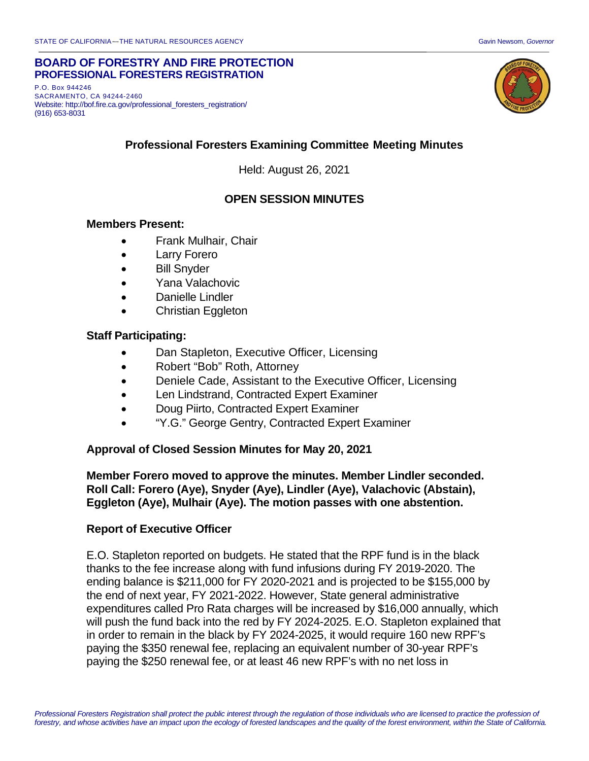STATE OF CALIFORNIA—THE NATURAL RESOURCES AGENCY

Gavin Newsom, *Governor*

**BOARD OF FORESTRY AND FIRE PROTECTION**
**PROFESSIONAL FORESTERS REGISTRATION**

P.O. Box 944246
SACRAMENTO, CA 94244-2460
Website: http://bof.fire.ca.gov/professional_foresters_registration/
(916) 653-8031

## Professional Foresters Examining Committee Meeting Minutes

Held: August 26, 2021

## OPEN SESSION MINUTES

### Members Present:

- Frank Mulhair, Chair
- Larry Forero
- Bill Snyder
- Yana Valachovic
- Danielle Lindler
- Christian Eggleton

### Staff Participating:

- Dan Stapleton, Executive Officer, Licensing
- Robert "Bob" Roth, Attorney
- Deniele Cade, Assistant to the Executive Officer, Licensing
- Len Lindstrand, Contracted Expert Examiner
- Doug Piirto, Contracted Expert Examiner
- "Y.G." George Gentry, Contracted Expert Examiner

### Approval of Closed Session Minutes for May 20, 2021

**Member Forero moved to approve the minutes. Member Lindler seconded. Roll Call: Forero (Aye), Snyder (Aye), Lindler (Aye), Valachovic (Abstain), Eggleton (Aye), Mulhair (Aye). The motion passes with one abstention.**

### Report of Executive Officer

E.O. Stapleton reported on budgets. He stated that the RPF fund is in the black thanks to the fee increase along with fund infusions during FY 2019-2020. The ending balance is $211,000 for FY 2020-2021 and is projected to be $155,000 by the end of next year, FY 2021-2022. However, State general administrative expenditures called Pro Rata charges will be increased by $16,000 annually, which will push the fund back into the red by FY 2024-2025. E.O. Stapleton explained that in order to remain in the black by FY 2024-2025, it would require 160 new RPF's paying the $350 renewal fee, replacing an equivalent number of 30-year RPF's paying the $250 renewal fee, or at least 46 new RPF's with no net loss in

*Professional Foresters Registration shall protect the public interest through the regulation of those individuals who are licensed to practice the profession of forestry, and whose activities have an impact upon the ecology of forested landscapes and the quality of the forest environment, within the State of California.*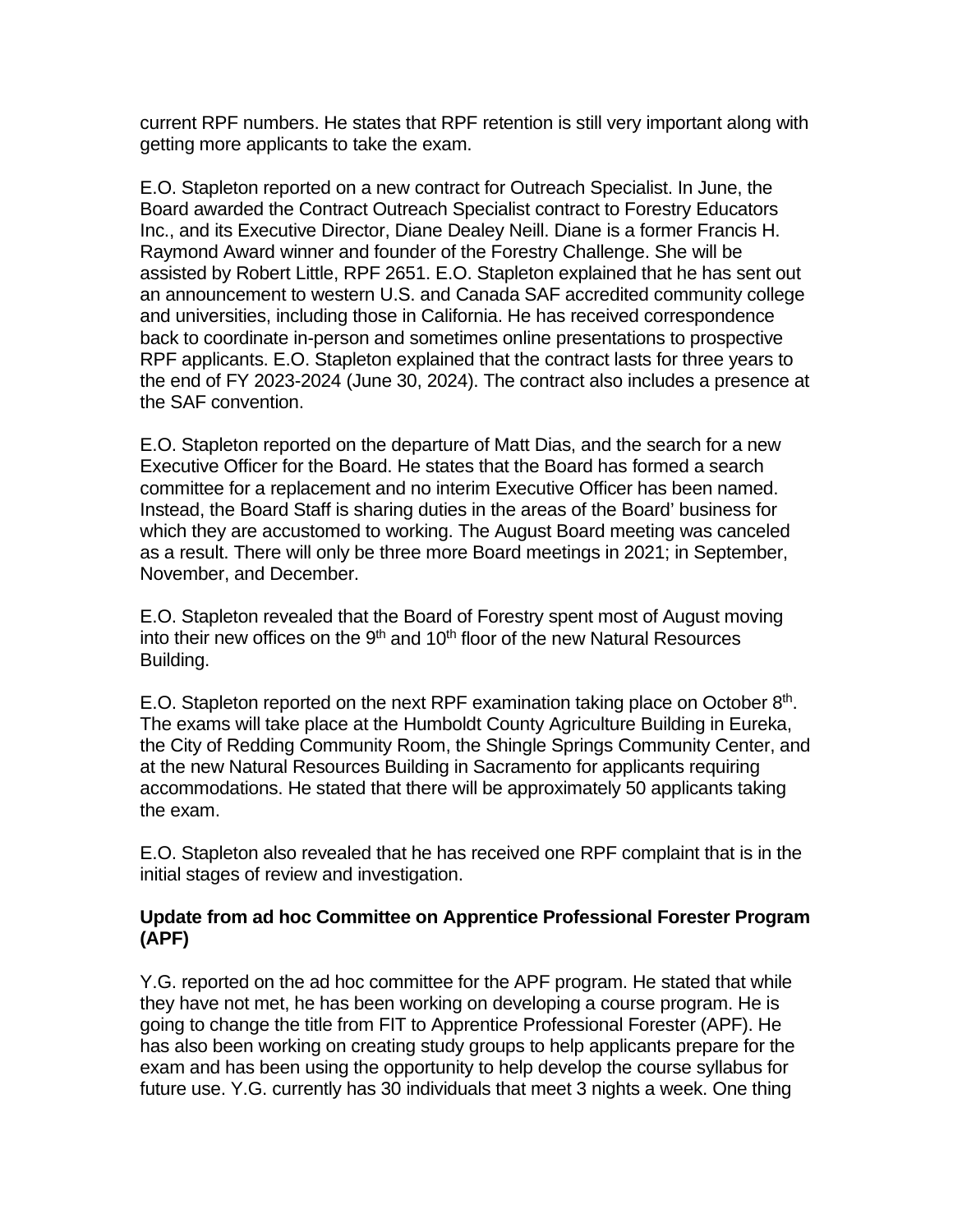current RPF numbers. He states that RPF retention is still very important along with getting more applicants to take the exam.

E.O. Stapleton reported on a new contract for Outreach Specialist. In June, the Board awarded the Contract Outreach Specialist contract to Forestry Educators Inc., and its Executive Director, Diane Dealey Neill. Diane is a former Francis H. Raymond Award winner and founder of the Forestry Challenge. She will be assisted by Robert Little, RPF 2651. E.O. Stapleton explained that he has sent out an announcement to western U.S. and Canada SAF accredited community college and universities, including those in California. He has received correspondence back to coordinate in-person and sometimes online presentations to prospective RPF applicants. E.O. Stapleton explained that the contract lasts for three years to the end of FY 2023-2024 (June 30, 2024). The contract also includes a presence at the SAF convention.

E.O. Stapleton reported on the departure of Matt Dias, and the search for a new Executive Officer for the Board. He states that the Board has formed a search committee for a replacement and no interim Executive Officer has been named. Instead, the Board Staff is sharing duties in the areas of the Board' business for which they are accustomed to working. The August Board meeting was canceled as a result. There will only be three more Board meetings in 2021; in September, November, and December.

E.O. Stapleton revealed that the Board of Forestry spent most of August moving into their new offices on the 9th and 10th floor of the new Natural Resources Building.

E.O. Stapleton reported on the next RPF examination taking place on October 8th. The exams will take place at the Humboldt County Agriculture Building in Eureka, the City of Redding Community Room, the Shingle Springs Community Center, and at the new Natural Resources Building in Sacramento for applicants requiring accommodations. He stated that there will be approximately 50 applicants taking the exam.

E.O. Stapleton also revealed that he has received one RPF complaint that is in the initial stages of review and investigation.

**Update from ad hoc Committee on Apprentice Professional Forester Program (APF)**

Y.G. reported on the ad hoc committee for the APF program. He stated that while they have not met, he has been working on developing a course program. He is going to change the title from FIT to Apprentice Professional Forester (APF). He has also been working on creating study groups to help applicants prepare for the exam and has been using the opportunity to help develop the course syllabus for future use. Y.G. currently has 30 individuals that meet 3 nights a week. One thing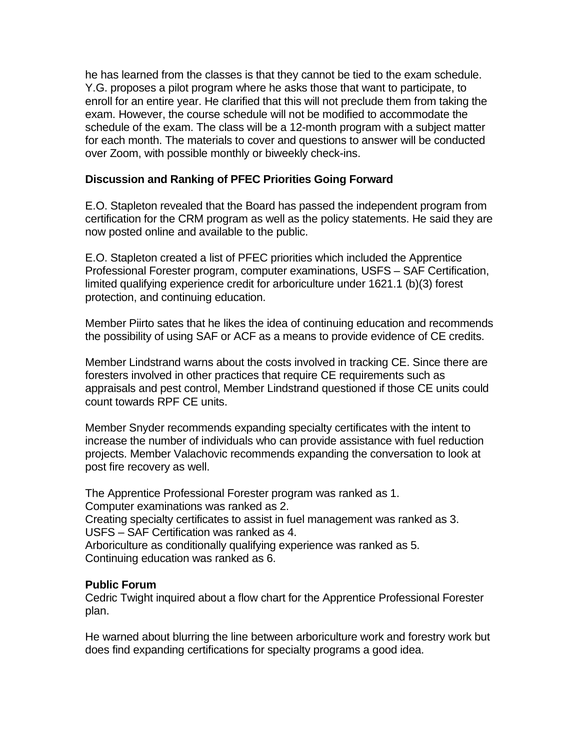he has learned from the classes is that they cannot be tied to the exam schedule. Y.G. proposes a pilot program where he asks those that want to participate, to enroll for an entire year. He clarified that this will not preclude them from taking the exam. However, the course schedule will not be modified to accommodate the schedule of the exam. The class will be a 12-month program with a subject matter for each month. The materials to cover and questions to answer will be conducted over Zoom, with possible monthly or biweekly check-ins.

**Discussion and Ranking of PFEC Priorities Going Forward**

E.O. Stapleton revealed that the Board has passed the independent program from certification for the CRM program as well as the policy statements. He said they are now posted online and available to the public.

E.O. Stapleton created a list of PFEC priorities which included the Apprentice Professional Forester program, computer examinations, USFS – SAF Certification, limited qualifying experience credit for arboriculture under 1621.1 (b)(3) forest protection, and continuing education.

Member Piirto sates that he likes the idea of continuing education and recommends the possibility of using SAF or ACF as a means to provide evidence of CE credits.

Member Lindstrand warns about the costs involved in tracking CE. Since there are foresters involved in other practices that require CE requirements such as appraisals and pest control, Member Lindstrand questioned if those CE units could count towards RPF CE units.

Member Snyder recommends expanding specialty certificates with the intent to increase the number of individuals who can provide assistance with fuel reduction projects. Member Valachovic recommends expanding the conversation to look at post fire recovery as well.

The Apprentice Professional Forester program was ranked as 1.
Computer examinations was ranked as 2.
Creating specialty certificates to assist in fuel management was ranked as 3.
USFS – SAF Certification was ranked as 4.
Arboriculture as conditionally qualifying experience was ranked as 5.
Continuing education was ranked as 6.

**Public Forum**

Cedric Twight inquired about a flow chart for the Apprentice Professional Forester plan.

He warned about blurring the line between arboriculture work and forestry work but does find expanding certifications for specialty programs a good idea.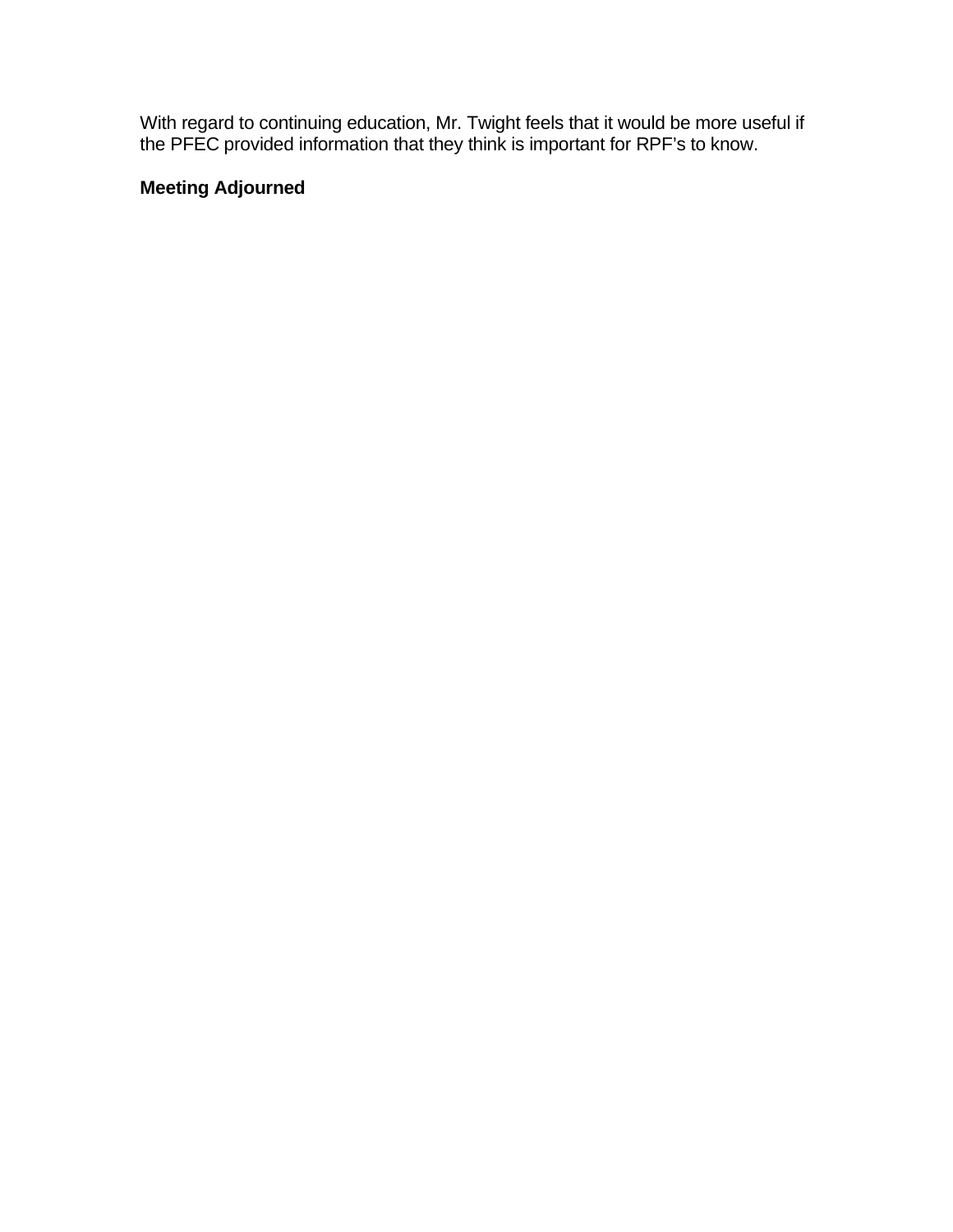With regard to continuing education, Mr. Twight feels that it would be more useful if the PFEC provided information that they think is important for RPF's to know.

**Meeting Adjourned**